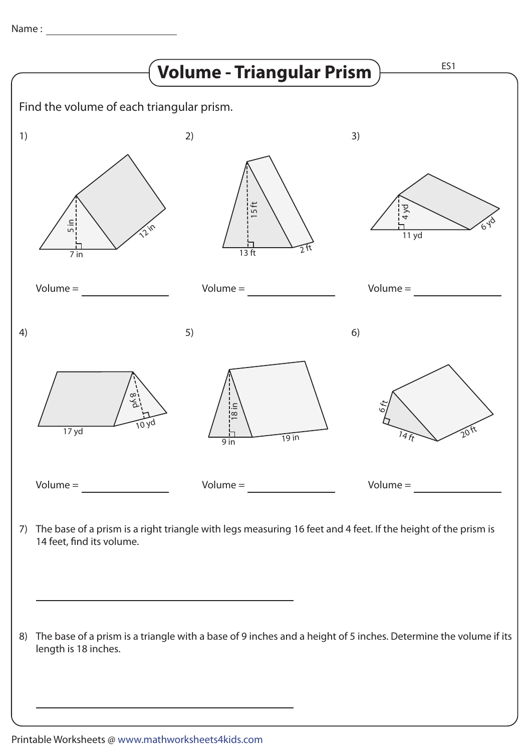Name : ______________________

# Volume - Triangular Prism

ES1

Find the volume of each triangular prism.

1) 5 in, 7 in, 12 in

Volume = ______________

2) 15 ft, 13 ft, 2 ft

Volume = ______________

3) 4 yd, 11 yd, 6 yd

Volume = ______________

4) 8 yd, 17 yd, 10 yd

Volume = ______________

5) 18 in, 9 in, 19 in

Volume = ______________

6) 6 ft, 14 ft, 20 ft

Volume = ______________

7) The base of a prism is a right triangle with legs measuring 16 feet and 4 feet. If the height of the prism is 14 feet, find its volume.

______________________________________

8) The base of a prism is a triangle with a base of 9 inches and a height of 5 inches. Determine the volume if its length is 18 inches.

______________________________________

Printable Worksheets @ www.mathworksheets4kids.com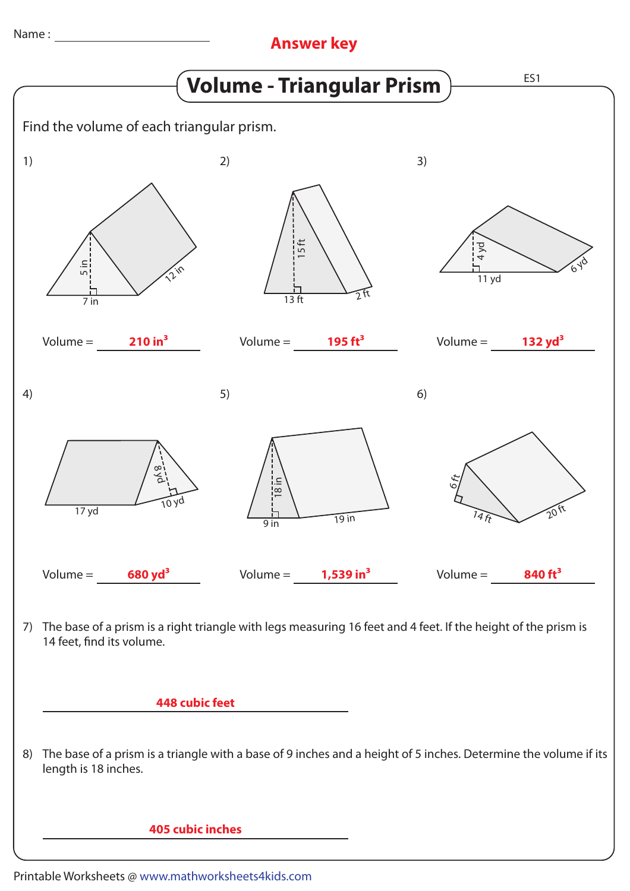Name : ______________________

**Answer key**

# Volume - Triangular Prism

ES1

Find the volume of each triangular prism.

1)

5 in
7 in
12 in

Volume = **210 $in^3$**

2)

15 ft
13 ft
2 ft

Volume = **195 $ft^3$**

3)

4 yd
11 yd
6 yd

Volume = **132 $yd^3$**

4)

8 yd
17 yd
10 yd

Volume = **680 $yd^3$**

5)

18 in
9 in
19 in

Volume = **1,539 $in^3$**

6)

6 ft
14 ft
20 ft

Volume = **840 $ft^3$**

7) The base of a prism is a right triangle with legs measuring 16 feet and 4 feet. If the height of the prism is 14 feet, find its volume.

**448 cubic feet**

8) The base of a prism is a triangle with a base of 9 inches and a height of 5 inches. Determine the volume if its length is 18 inches.

**405 cubic inches**

Printable Worksheets @ www.mathworksheets4kids.com